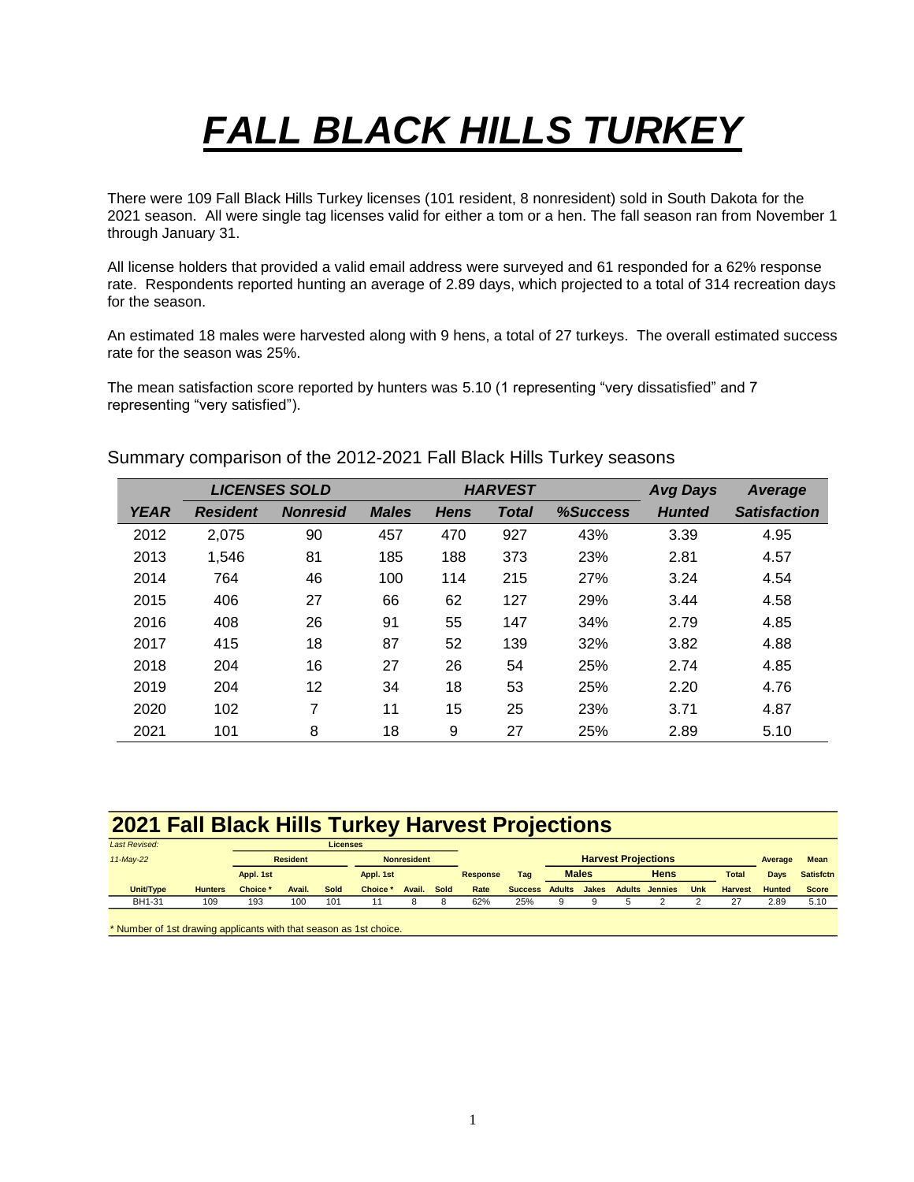# *FALL BLACK HILLS TURKEY*

There were 109 Fall Black Hills Turkey licenses (101 resident, 8 nonresident) sold in South Dakota for the 2021 season. All were single tag licenses valid for either a tom or a hen. The fall season ran from November 1 through January 31.

All license holders that provided a valid email address were surveyed and 61 responded for a 62% response rate. Respondents reported hunting an average of 2.89 days, which projected to a total of 314 recreation days for the season.

An estimated 18 males were harvested along with 9 hens, a total of 27 turkeys. The overall estimated success rate for the season was 25%.

The mean satisfaction score reported by hunters was 5.10 (1 representing "very dissatisfied" and 7 representing "very satisfied").

Summary comparison of the 2012-2021 Fall Black Hills Turkey seasons

| | *LICENSES SOLD* | | *HARVEST* | | | | *Avg Days* | *Average* |
|---|---|---|---|---|---|---|---|---|
| ***YEAR*** | ***Resident*** | ***Nonresid*** | ***Males*** | ***Hens*** | ***Total*** | ***%Success*** | ***Hunted*** | ***Satisfaction*** |
| 2012 | 2,075 | 90 | 457 | 470 | 927 | 43% | 3.39 | 4.95 |
| 2013 | 1,546 | 81 | 185 | 188 | 373 | 23% | 2.81 | 4.57 |
| 2014 | 764 | 46 | 100 | 114 | 215 | 27% | 3.24 | 4.54 |
| 2015 | 406 | 27 | 66 | 62 | 127 | 29% | 3.44 | 4.58 |
| 2016 | 408 | 26 | 91 | 55 | 147 | 34% | 2.79 | 4.85 |
| 2017 | 415 | 18 | 87 | 52 | 139 | 32% | 3.82 | 4.88 |
| 2018 | 204 | 16 | 27 | 26 | 54 | 25% | 2.74 | 4.85 |
| 2019 | 204 | 12 | 34 | 18 | 53 | 25% | 2.20 | 4.76 |
| 2020 | 102 | 7 | 11 | 15 | 25 | 23% | 3.71 | 4.87 |
| 2021 | 101 | 8 | 18 | 9 | 27 | 25% | 2.89 | 5.10 |

## 2021 Fall Black Hills Turkey Harvest Projections

*Last Revised:* *11-May-22*

| | | Licenses | | | | | | | | Harvest Projections | | | | | | Average | Mean |
|---|---|---|---|---|---|---|---|---|---|---|---|---|---|---|---|---|---|
| | | Resident | | | Nonresident | | | | | Males | | Hens | | | | | |
| | | Appl. 1st | | | Appl. 1st | | | Response | Tag | | | | | | Total | Days | Satisfctn |
| **Unit/Type** | **Hunters** | **Choice *** | **Avail.** | **Sold** | **Choice *** | **Avail.** | **Sold** | **Rate** | **Success** | **Adults** | **Jakes** | **Adults** | **Jennies** | **Unk** | **Harvest** | **Hunted** | **Score** |
| BH1-31 | 109 | 193 | 100 | 101 | 11 | 8 | 8 | 62% | 25% | 9 | 9 | 5 | 2 | 2 | 27 | 2.89 | 5.10 |

\* Number of 1st drawing applicants with that season as 1st choice.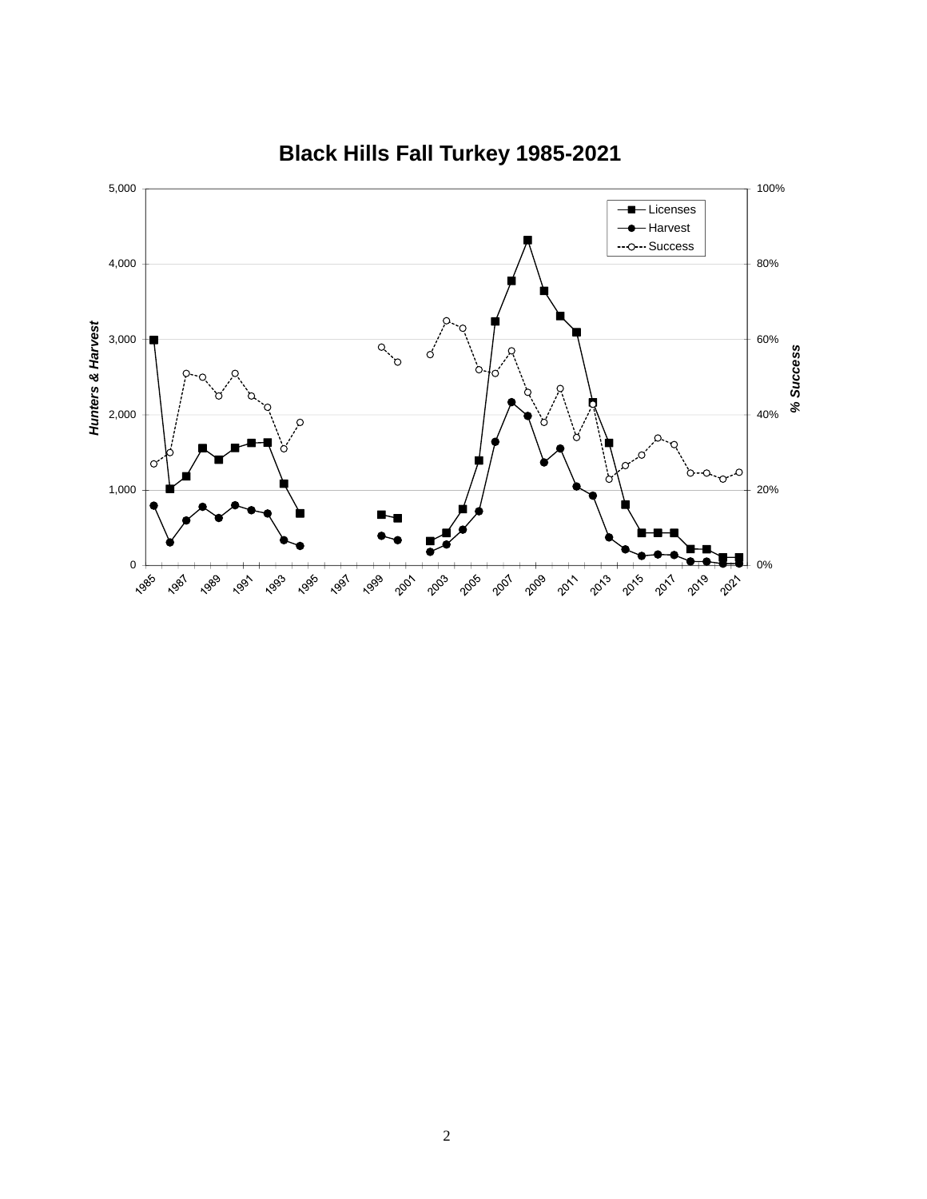# Black Hills Fall Turkey 1985-2021

Hunters & Harvest

% Success

5,000
4,000
3,000
2,000
1,000
0

100%
80%
60%
40%
20%
0%

Licenses
Harvest
Success

1985
1987
1989
1991
1993
1995
1997
1999
2001
2003
2005
2007
2009
2011
2013
2015
2017
2019
2021